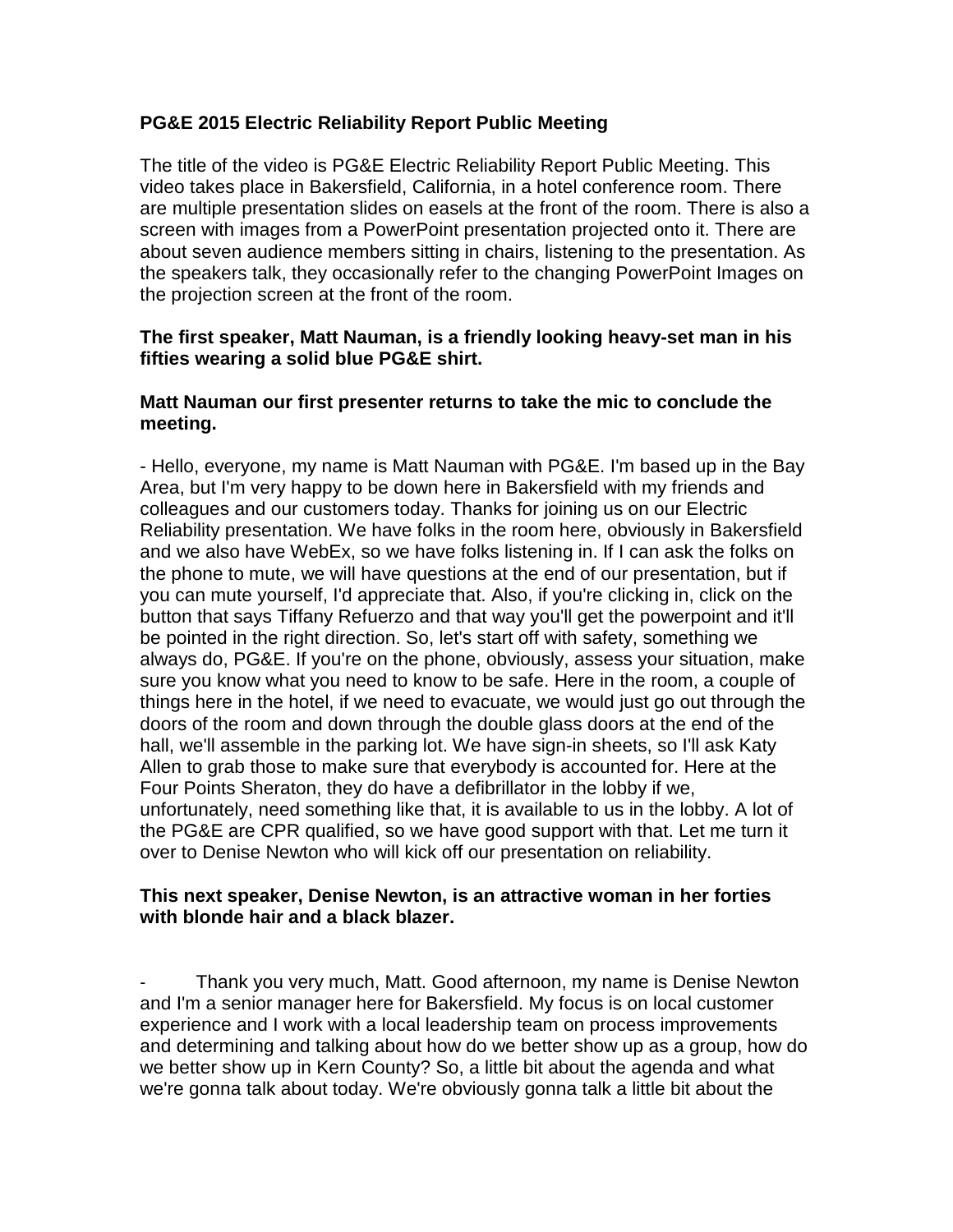**PG&E 2015 Electric Reliability Report Public Meeting**

The title of the video is PG&E Electric Reliability Report Public Meeting. This video takes place in Bakersfield, California, in a hotel conference room. There are multiple presentation slides on easels at the front of the room. There is also a screen with images from a PowerPoint presentation projected onto it. There are about seven audience members sitting in chairs, listening to the presentation. As the speakers talk, they occasionally refer to the changing PowerPoint Images on the projection screen at the front of the room.

**The first speaker, Matt Nauman, is a friendly looking heavy-set man in his fifties wearing a solid blue PG&E shirt.**

**Matt Nauman our first presenter returns to take the mic to conclude the meeting.**

- Hello, everyone, my name is Matt Nauman with PG&E. I'm based up in the Bay Area, but I'm very happy to be down here in Bakersfield with my friends and colleagues and our customers today. Thanks for joining us on our Electric Reliability presentation. We have folks in the room here, obviously in Bakersfield and we also have WebEx, so we have folks listening in. If I can ask the folks on the phone to mute, we will have questions at the end of our presentation, but if you can mute yourself, I'd appreciate that. Also, if you're clicking in, click on the button that says Tiffany Refuerzo and that way you'll get the powerpoint and it'll be pointed in the right direction. So, let's start off with safety, something we always do, PG&E. If you're on the phone, obviously, assess your situation, make sure you know what you need to know to be safe. Here in the room, a couple of things here in the hotel, if we need to evacuate, we would just go out through the doors of the room and down through the double glass doors at the end of the hall, we'll assemble in the parking lot. We have sign-in sheets, so I'll ask Katy Allen to grab those to make sure that everybody is accounted for. Here at the Four Points Sheraton, they do have a defibrillator in the lobby if we, unfortunately, need something like that, it is available to us in the lobby. A lot of the PG&E are CPR qualified, so we have good support with that. Let me turn it over to Denise Newton who will kick off our presentation on reliability.

**This next speaker, Denise Newton, is an attractive woman in her forties with blonde hair and a black blazer.**

- Thank you very much, Matt. Good afternoon, my name is Denise Newton and I'm a senior manager here for Bakersfield. My focus is on local customer experience and I work with a local leadership team on process improvements and determining and talking about how do we better show up as a group, how do we better show up in Kern County? So, a little bit about the agenda and what we're gonna talk about today. We're obviously gonna talk a little bit about the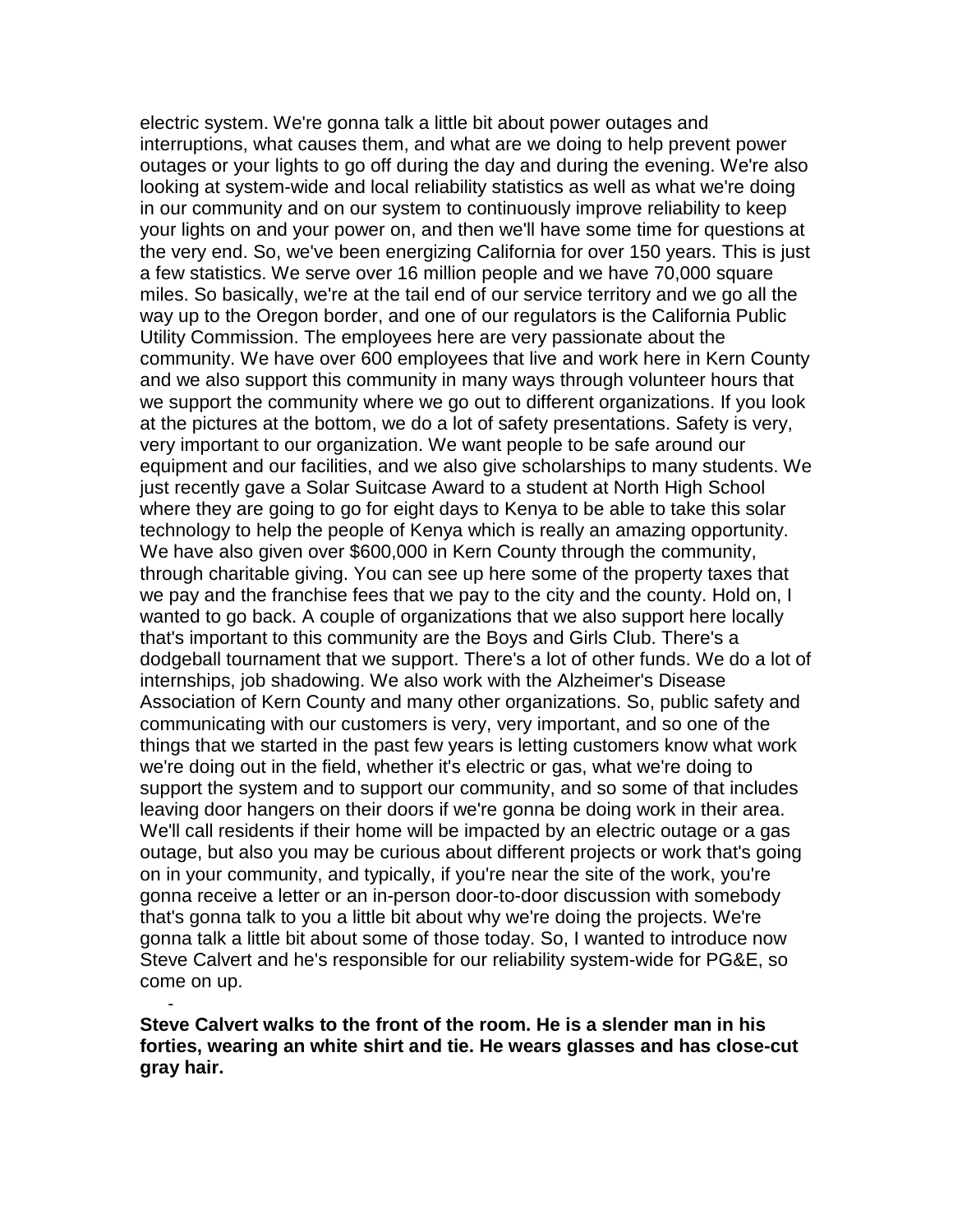electric system. We're gonna talk a little bit about power outages and interruptions, what causes them, and what are we doing to help prevent power outages or your lights to go off during the day and during the evening. We're also looking at system-wide and local reliability statistics as well as what we're doing in our community and on our system to continuously improve reliability to keep your lights on and your power on, and then we'll have some time for questions at the very end. So, we've been energizing California for over 150 years. This is just a few statistics. We serve over 16 million people and we have 70,000 square miles. So basically, we're at the tail end of our service territory and we go all the way up to the Oregon border, and one of our regulators is the California Public Utility Commission. The employees here are very passionate about the community. We have over 600 employees that live and work here in Kern County and we also support this community in many ways through volunteer hours that we support the community where we go out to different organizations. If you look at the pictures at the bottom, we do a lot of safety presentations. Safety is very, very important to our organization. We want people to be safe around our equipment and our facilities, and we also give scholarships to many students. We just recently gave a Solar Suitcase Award to a student at North High School where they are going to go for eight days to Kenya to be able to take this solar technology to help the people of Kenya which is really an amazing opportunity. We have also given over $600,000 in Kern County through the community, through charitable giving. You can see up here some of the property taxes that we pay and the franchise fees that we pay to the city and the county. Hold on, I wanted to go back. A couple of organizations that we also support here locally that's important to this community are the Boys and Girls Club. There's a dodgeball tournament that we support. There's a lot of other funds. We do a lot of internships, job shadowing. We also work with the Alzheimer's Disease Association of Kern County and many other organizations. So, public safety and communicating with our customers is very, very important, and so one of the things that we started in the past few years is letting customers know what work we're doing out in the field, whether it's electric or gas, what we're doing to support the system and to support our community, and so some of that includes leaving door hangers on their doors if we're gonna be doing work in their area. We'll call residents if their home will be impacted by an electric outage or a gas outage, but also you may be curious about different projects or work that's going on in your community, and typically, if you're near the site of the work, you're gonna receive a letter or an in-person door-to-door discussion with somebody that's gonna talk to you a little bit about why we're doing the projects. We're gonna talk a little bit about some of those today. So, I wanted to introduce now Steve Calvert and he's responsible for our reliability system-wide for PG&E, so come on up.

-

**Steve Calvert walks to the front of the room. He is a slender man in his forties, wearing an white shirt and tie. He wears glasses and has close-cut gray hair.**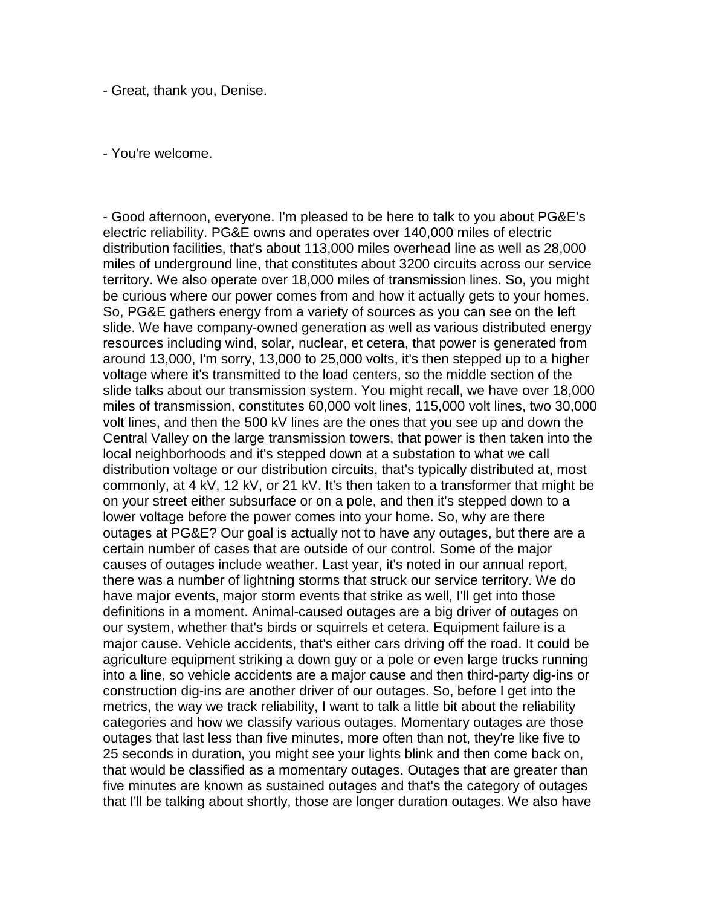- Great, thank you, Denise.

- You're welcome.

- Good afternoon, everyone. I'm pleased to be here to talk to you about PG&E's electric reliability. PG&E owns and operates over 140,000 miles of electric distribution facilities, that's about 113,000 miles overhead line as well as 28,000 miles of underground line, that constitutes about 3200 circuits across our service territory. We also operate over 18,000 miles of transmission lines. So, you might be curious where our power comes from and how it actually gets to your homes. So, PG&E gathers energy from a variety of sources as you can see on the left slide. We have company-owned generation as well as various distributed energy resources including wind, solar, nuclear, et cetera, that power is generated from around 13,000, I'm sorry, 13,000 to 25,000 volts, it's then stepped up to a higher voltage where it's transmitted to the load centers, so the middle section of the slide talks about our transmission system. You might recall, we have over 18,000 miles of transmission, constitutes 60,000 volt lines, 115,000 volt lines, two 30,000 volt lines, and then the 500 kV lines are the ones that you see up and down the Central Valley on the large transmission towers, that power is then taken into the local neighborhoods and it's stepped down at a substation to what we call distribution voltage or our distribution circuits, that's typically distributed at, most commonly, at 4 kV, 12 kV, or 21 kV. It's then taken to a transformer that might be on your street either subsurface or on a pole, and then it's stepped down to a lower voltage before the power comes into your home. So, why are there outages at PG&E? Our goal is actually not to have any outages, but there are a certain number of cases that are outside of our control. Some of the major causes of outages include weather. Last year, it's noted in our annual report, there was a number of lightning storms that struck our service territory. We do have major events, major storm events that strike as well, I'll get into those definitions in a moment. Animal-caused outages are a big driver of outages on our system, whether that's birds or squirrels et cetera. Equipment failure is a major cause. Vehicle accidents, that's either cars driving off the road. It could be agriculture equipment striking a down guy or a pole or even large trucks running into a line, so vehicle accidents are a major cause and then third-party dig-ins or construction dig-ins are another driver of our outages. So, before I get into the metrics, the way we track reliability, I want to talk a little bit about the reliability categories and how we classify various outages. Momentary outages are those outages that last less than five minutes, more often than not, they're like five to 25 seconds in duration, you might see your lights blink and then come back on, that would be classified as a momentary outages. Outages that are greater than five minutes are known as sustained outages and that's the category of outages that I'll be talking about shortly, those are longer duration outages. We also have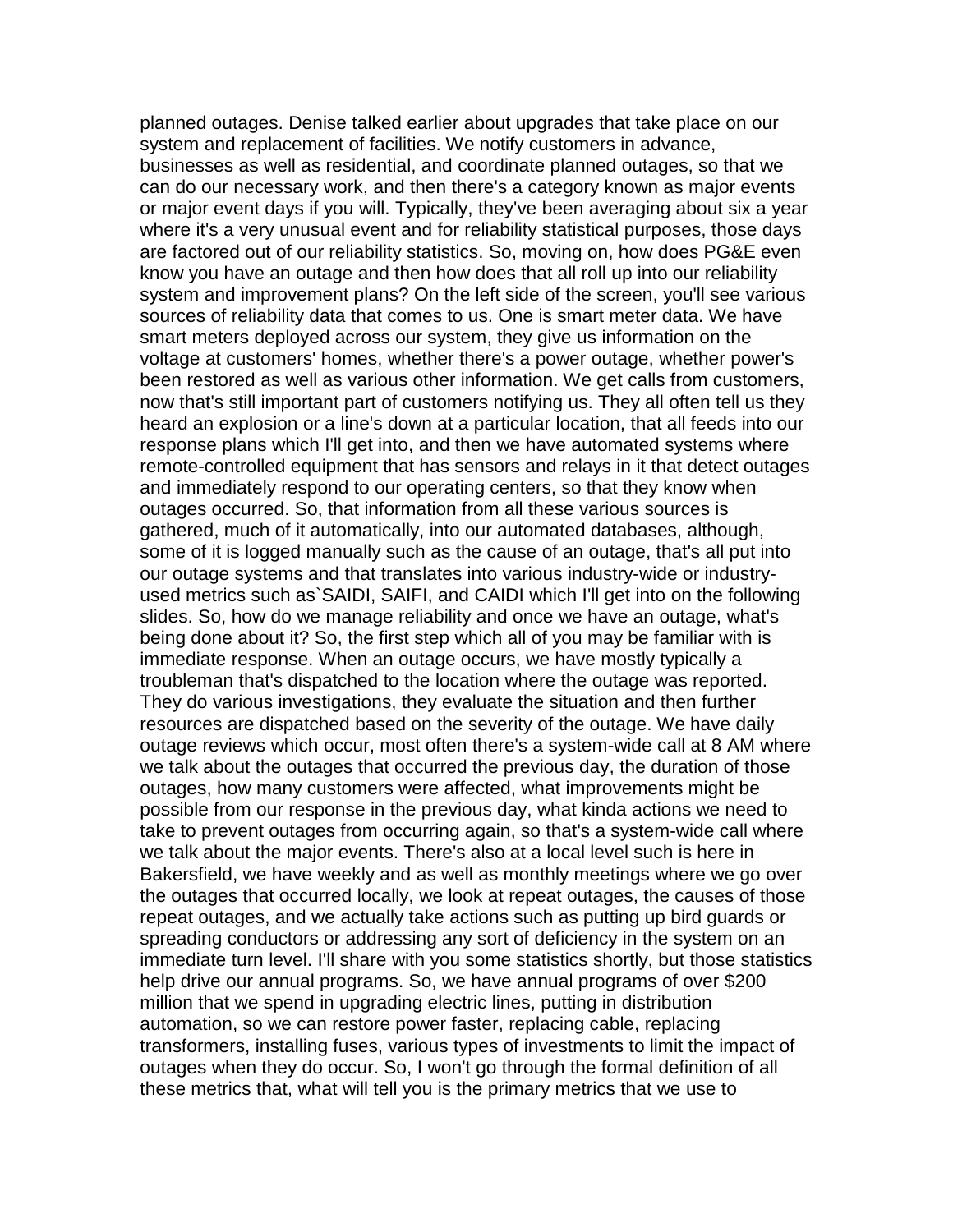planned outages. Denise talked earlier about upgrades that take place on our system and replacement of facilities. We notify customers in advance, businesses as well as residential, and coordinate planned outages, so that we can do our necessary work, and then there's a category known as major events or major event days if you will. Typically, they've been averaging about six a year where it's a very unusual event and for reliability statistical purposes, those days are factored out of our reliability statistics. So, moving on, how does PG&E even know you have an outage and then how does that all roll up into our reliability system and improvement plans? On the left side of the screen, you'll see various sources of reliability data that comes to us. One is smart meter data. We have smart meters deployed across our system, they give us information on the voltage at customers' homes, whether there's a power outage, whether power's been restored as well as various other information. We get calls from customers, now that's still important part of customers notifying us. They all often tell us they heard an explosion or a line's down at a particular location, that all feeds into our response plans which I'll get into, and then we have automated systems where remote-controlled equipment that has sensors and relays in it that detect outages and immediately respond to our operating centers, so that they know when outages occurred. So, that information from all these various sources is gathered, much of it automatically, into our automated databases, although, some of it is logged manually such as the cause of an outage, that's all put into our outage systems and that translates into various industry-wide or industry-used metrics such as`SAIDI, SAIFI, and CAIDI which I'll get into on the following slides. So, how do we manage reliability and once we have an outage, what's being done about it? So, the first step which all of you may be familiar with is immediate response. When an outage occurs, we have mostly typically a troubleman that's dispatched to the location where the outage was reported. They do various investigations, they evaluate the situation and then further resources are dispatched based on the severity of the outage. We have daily outage reviews which occur, most often there's a system-wide call at 8 AM where we talk about the outages that occurred the previous day, the duration of those outages, how many customers were affected, what improvements might be possible from our response in the previous day, what kinda actions we need to take to prevent outages from occurring again, so that's a system-wide call where we talk about the major events. There's also at a local level such is here in Bakersfield, we have weekly and as well as monthly meetings where we go over the outages that occurred locally, we look at repeat outages, the causes of those repeat outages, and we actually take actions such as putting up bird guards or spreading conductors or addressing any sort of deficiency in the system on an immediate turn level. I'll share with you some statistics shortly, but those statistics help drive our annual programs. So, we have annual programs of over $200 million that we spend in upgrading electric lines, putting in distribution automation, so we can restore power faster, replacing cable, replacing transformers, installing fuses, various types of investments to limit the impact of outages when they do occur. So, I won't go through the formal definition of all these metrics that, what will tell you is the primary metrics that we use to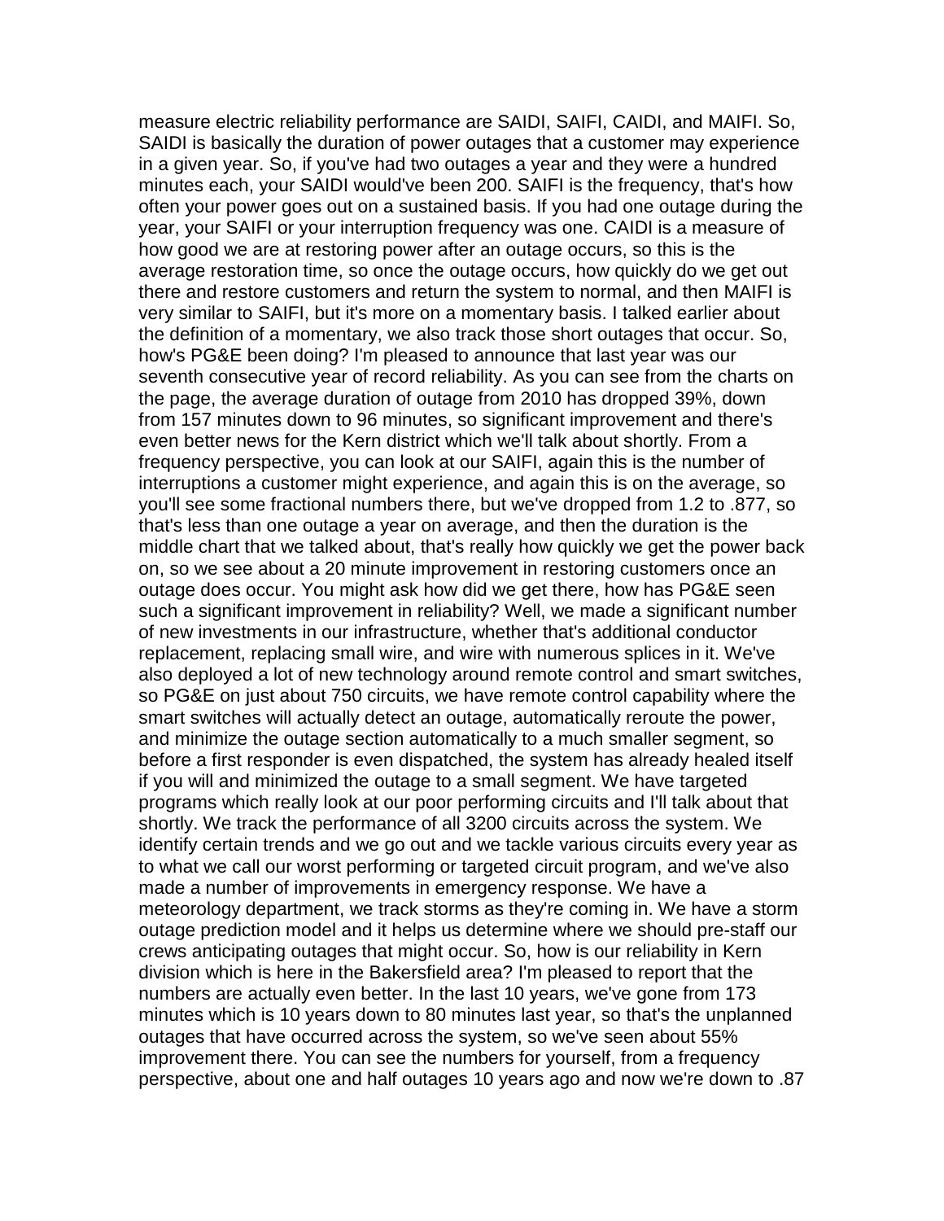measure electric reliability performance are SAIDI, SAIFI, CAIDI, and MAIFI. So, SAIDI is basically the duration of power outages that a customer may experience in a given year. So, if you've had two outages a year and they were a hundred minutes each, your SAIDI would've been 200. SAIFI is the frequency, that's how often your power goes out on a sustained basis. If you had one outage during the year, your SAIFI or your interruption frequency was one. CAIDI is a measure of how good we are at restoring power after an outage occurs, so this is the average restoration time, so once the outage occurs, how quickly do we get out there and restore customers and return the system to normal, and then MAIFI is very similar to SAIFI, but it's more on a momentary basis. I talked earlier about the definition of a momentary, we also track those short outages that occur. So, how's PG&E been doing? I'm pleased to announce that last year was our seventh consecutive year of record reliability. As you can see from the charts on the page, the average duration of outage from 2010 has dropped 39%, down from 157 minutes down to 96 minutes, so significant improvement and there's even better news for the Kern district which we'll talk about shortly. From a frequency perspective, you can look at our SAIFI, again this is the number of interruptions a customer might experience, and again this is on the average, so you'll see some fractional numbers there, but we've dropped from 1.2 to .877, so that's less than one outage a year on average, and then the duration is the middle chart that we talked about, that's really how quickly we get the power back on, so we see about a 20 minute improvement in restoring customers once an outage does occur. You might ask how did we get there, how has PG&E seen such a significant improvement in reliability? Well, we made a significant number of new investments in our infrastructure, whether that's additional conductor replacement, replacing small wire, and wire with numerous splices in it. We've also deployed a lot of new technology around remote control and smart switches, so PG&E on just about 750 circuits, we have remote control capability where the smart switches will actually detect an outage, automatically reroute the power, and minimize the outage section automatically to a much smaller segment, so before a first responder is even dispatched, the system has already healed itself if you will and minimized the outage to a small segment. We have targeted programs which really look at our poor performing circuits and I'll talk about that shortly. We track the performance of all 3200 circuits across the system. We identify certain trends and we go out and we tackle various circuits every year as to what we call our worst performing or targeted circuit program, and we've also made a number of improvements in emergency response. We have a meteorology department, we track storms as they're coming in. We have a storm outage prediction model and it helps us determine where we should pre-staff our crews anticipating outages that might occur. So, how is our reliability in Kern division which is here in the Bakersfield area? I'm pleased to report that the numbers are actually even better. In the last 10 years, we've gone from 173 minutes which is 10 years down to 80 minutes last year, so that's the unplanned outages that have occurred across the system, so we've seen about 55% improvement there. You can see the numbers for yourself, from a frequency perspective, about one and half outages 10 years ago and now we're down to .87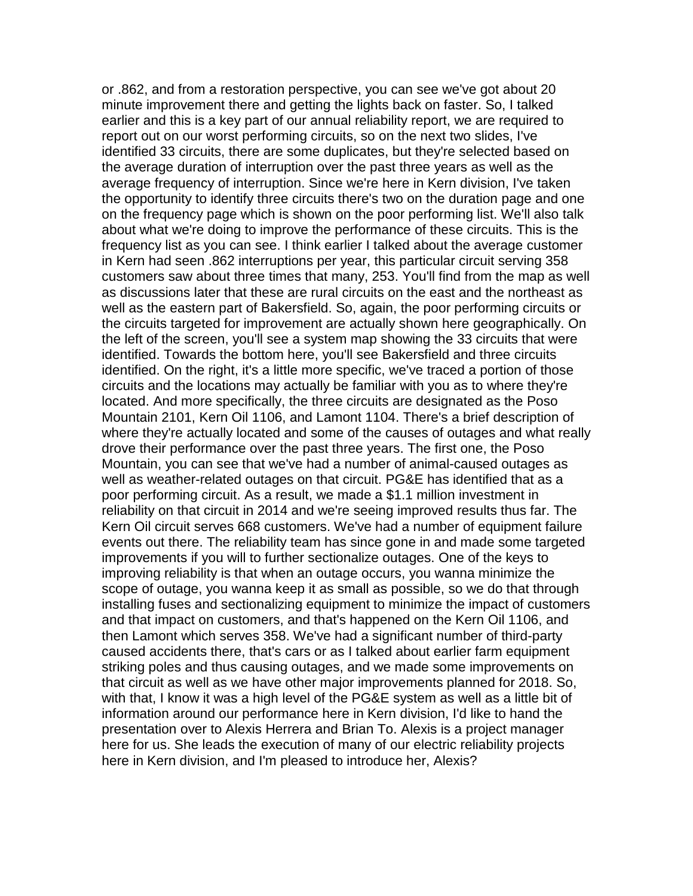or .862, and from a restoration perspective, you can see we've got about 20 minute improvement there and getting the lights back on faster. So, I talked earlier and this is a key part of our annual reliability report, we are required to report out on our worst performing circuits, so on the next two slides, I've identified 33 circuits, there are some duplicates, but they're selected based on the average duration of interruption over the past three years as well as the average frequency of interruption. Since we're here in Kern division, I've taken the opportunity to identify three circuits there's two on the duration page and one on the frequency page which is shown on the poor performing list. We'll also talk about what we're doing to improve the performance of these circuits. This is the frequency list as you can see. I think earlier I talked about the average customer in Kern had seen .862 interruptions per year, this particular circuit serving 358 customers saw about three times that many, 253. You'll find from the map as well as discussions later that these are rural circuits on the east and the northeast as well as the eastern part of Bakersfield. So, again, the poor performing circuits or the circuits targeted for improvement are actually shown here geographically. On the left of the screen, you'll see a system map showing the 33 circuits that were identified. Towards the bottom here, you'll see Bakersfield and three circuits identified. On the right, it's a little more specific, we've traced a portion of those circuits and the locations may actually be familiar with you as to where they're located. And more specifically, the three circuits are designated as the Poso Mountain 2101, Kern Oil 1106, and Lamont 1104. There's a brief description of where they're actually located and some of the causes of outages and what really drove their performance over the past three years. The first one, the Poso Mountain, you can see that we've had a number of animal-caused outages as well as weather-related outages on that circuit. PG&E has identified that as a poor performing circuit. As a result, we made a $1.1 million investment in reliability on that circuit in 2014 and we're seeing improved results thus far. The Kern Oil circuit serves 668 customers. We've had a number of equipment failure events out there. The reliability team has since gone in and made some targeted improvements if you will to further sectionalize outages. One of the keys to improving reliability is that when an outage occurs, you wanna minimize the scope of outage, you wanna keep it as small as possible, so we do that through installing fuses and sectionalizing equipment to minimize the impact of customers and that impact on customers, and that's happened on the Kern Oil 1106, and then Lamont which serves 358. We've had a significant number of third-party caused accidents there, that's cars or as I talked about earlier farm equipment striking poles and thus causing outages, and we made some improvements on that circuit as well as we have other major improvements planned for 2018. So, with that, I know it was a high level of the PG&E system as well as a little bit of information around our performance here in Kern division, I'd like to hand the presentation over to Alexis Herrera and Brian To. Alexis is a project manager here for us. She leads the execution of many of our electric reliability projects here in Kern division, and I'm pleased to introduce her, Alexis?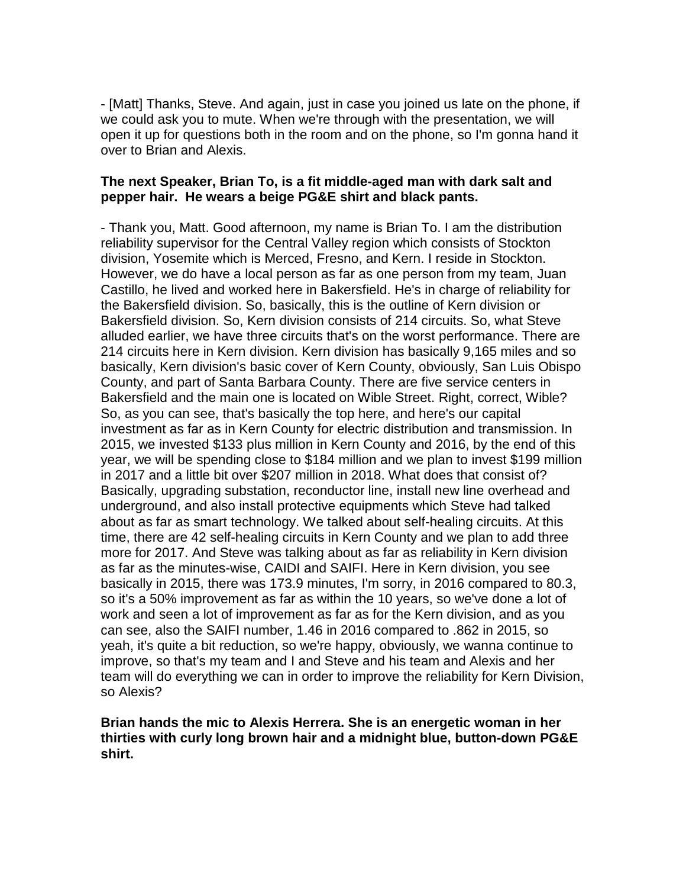- [Matt] Thanks, Steve. And again, just in case you joined us late on the phone, if we could ask you to mute. When we're through with the presentation, we will open it up for questions both in the room and on the phone, so I'm gonna hand it over to Brian and Alexis.

**The next Speaker, Brian To, is a fit middle-aged man with dark salt and pepper hair. He wears a beige PG&E shirt and black pants.**

- Thank you, Matt. Good afternoon, my name is Brian To. I am the distribution reliability supervisor for the Central Valley region which consists of Stockton division, Yosemite which is Merced, Fresno, and Kern. I reside in Stockton. However, we do have a local person as far as one person from my team, Juan Castillo, he lived and worked here in Bakersfield. He's in charge of reliability for the Bakersfield division. So, basically, this is the outline of Kern division or Bakersfield division. So, Kern division consists of 214 circuits. So, what Steve alluded earlier, we have three circuits that's on the worst performance. There are 214 circuits here in Kern division. Kern division has basically 9,165 miles and so basically, Kern division's basic cover of Kern County, obviously, San Luis Obispo County, and part of Santa Barbara County. There are five service centers in Bakersfield and the main one is located on Wible Street. Right, correct, Wible? So, as you can see, that's basically the top here, and here's our capital investment as far as in Kern County for electric distribution and transmission. In 2015, we invested $133 plus million in Kern County and 2016, by the end of this year, we will be spending close to $184 million and we plan to invest $199 million in 2017 and a little bit over $207 million in 2018. What does that consist of? Basically, upgrading substation, reconductor line, install new line overhead and underground, and also install protective equipments which Steve had talked about as far as smart technology. We talked about self-healing circuits. At this time, there are 42 self-healing circuits in Kern County and we plan to add three more for 2017. And Steve was talking about as far as reliability in Kern division as far as the minutes-wise, CAIDI and SAIFI. Here in Kern division, you see basically in 2015, there was 173.9 minutes, I'm sorry, in 2016 compared to 80.3, so it's a 50% improvement as far as within the 10 years, so we've done a lot of work and seen a lot of improvement as far as for the Kern division, and as you can see, also the SAIFI number, 1.46 in 2016 compared to .862 in 2015, so yeah, it's quite a bit reduction, so we're happy, obviously, we wanna continue to improve, so that's my team and I and Steve and his team and Alexis and her team will do everything we can in order to improve the reliability for Kern Division, so Alexis?

**Brian hands the mic to Alexis Herrera. She is an energetic woman in her thirties with curly long brown hair and a midnight blue, button-down PG&E shirt.**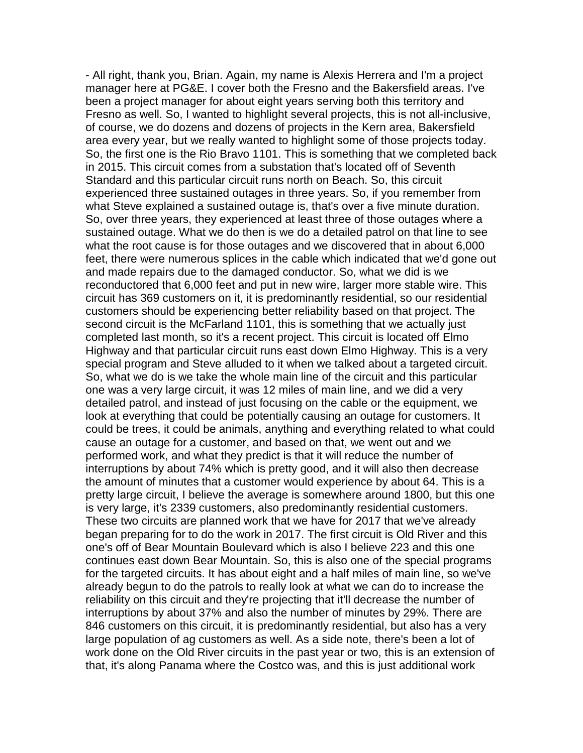- All right, thank you, Brian. Again, my name is Alexis Herrera and I'm a project manager here at PG&E. I cover both the Fresno and the Bakersfield areas. I've been a project manager for about eight years serving both this territory and Fresno as well. So, I wanted to highlight several projects, this is not all-inclusive, of course, we do dozens and dozens of projects in the Kern area, Bakersfield area every year, but we really wanted to highlight some of those projects today. So, the first one is the Rio Bravo 1101. This is something that we completed back in 2015. This circuit comes from a substation that's located off of Seventh Standard and this particular circuit runs north on Beach. So, this circuit experienced three sustained outages in three years. So, if you remember from what Steve explained a sustained outage is, that's over a five minute duration. So, over three years, they experienced at least three of those outages where a sustained outage. What we do then is we do a detailed patrol on that line to see what the root cause is for those outages and we discovered that in about 6,000 feet, there were numerous splices in the cable which indicated that we'd gone out and made repairs due to the damaged conductor. So, what we did is we reconductored that 6,000 feet and put in new wire, larger more stable wire. This circuit has 369 customers on it, it is predominantly residential, so our residential customers should be experiencing better reliability based on that project. The second circuit is the McFarland 1101, this is something that we actually just completed last month, so it's a recent project. This circuit is located off Elmo Highway and that particular circuit runs east down Elmo Highway. This is a very special program and Steve alluded to it when we talked about a targeted circuit. So, what we do is we take the whole main line of the circuit and this particular one was a very large circuit, it was 12 miles of main line, and we did a very detailed patrol, and instead of just focusing on the cable or the equipment, we look at everything that could be potentially causing an outage for customers. It could be trees, it could be animals, anything and everything related to what could cause an outage for a customer, and based on that, we went out and we performed work, and what they predict is that it will reduce the number of interruptions by about 74% which is pretty good, and it will also then decrease the amount of minutes that a customer would experience by about 64. This is a pretty large circuit, I believe the average is somewhere around 1800, but this one is very large, it's 2339 customers, also predominantly residential customers. These two circuits are planned work that we have for 2017 that we've already began preparing for to do the work in 2017. The first circuit is Old River and this one's off of Bear Mountain Boulevard which is also I believe 223 and this one continues east down Bear Mountain. So, this is also one of the special programs for the targeted circuits. It has about eight and a half miles of main line, so we've already begun to do the patrols to really look at what we can do to increase the reliability on this circuit and they're projecting that it'll decrease the number of interruptions by about 37% and also the number of minutes by 29%. There are 846 customers on this circuit, it is predominantly residential, but also has a very large population of ag customers as well. As a side note, there's been a lot of work done on the Old River circuits in the past year or two, this is an extension of that, it's along Panama where the Costco was, and this is just additional work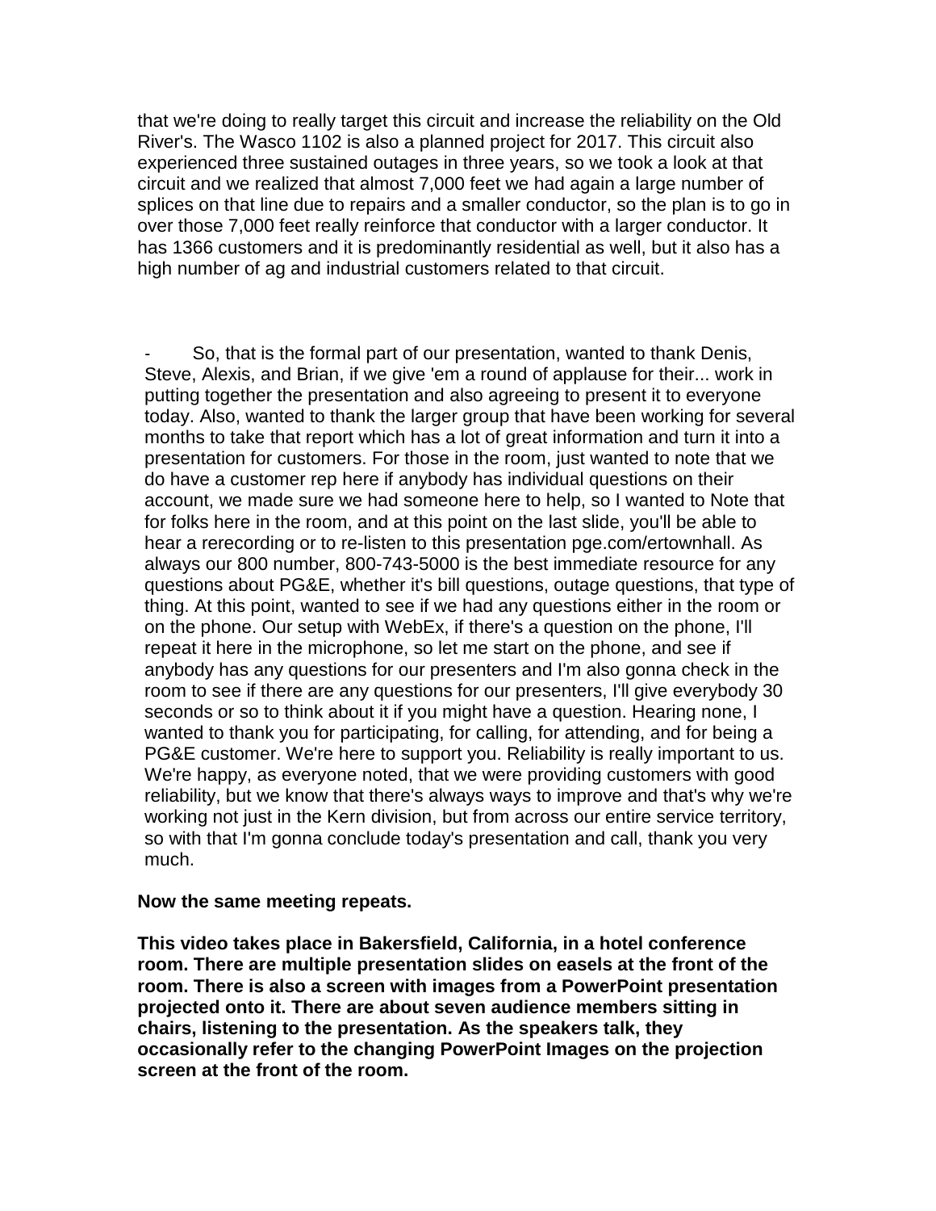that we're doing to really target this circuit and increase the reliability on the Old River's. The Wasco 1102 is also a planned project for 2017. This circuit also experienced three sustained outages in three years, so we took a look at that circuit and we realized that almost 7,000 feet we had again a large number of splices on that line due to repairs and a smaller conductor, so the plan is to go in over those 7,000 feet really reinforce that conductor with a larger conductor. It has 1366 customers and it is predominantly residential as well, but it also has a high number of ag and industrial customers related to that circuit.

- So, that is the formal part of our presentation, wanted to thank Denis, Steve, Alexis, and Brian, if we give 'em a round of applause for their... work in putting together the presentation and also agreeing to present it to everyone today. Also, wanted to thank the larger group that have been working for several months to take that report which has a lot of great information and turn it into a presentation for customers. For those in the room, just wanted to note that we do have a customer rep here if anybody has individual questions on their account, we made sure we had someone here to help, so I wanted to Note that for folks here in the room, and at this point on the last slide, you'll be able to hear a rerecording or to re-listen to this presentation pge.com/ertownhall. As always our 800 number, 800-743-5000 is the best immediate resource for any questions about PG&E, whether it's bill questions, outage questions, that type of thing. At this point, wanted to see if we had any questions either in the room or on the phone. Our setup with WebEx, if there's a question on the phone, I'll repeat it here in the microphone, so let me start on the phone, and see if anybody has any questions for our presenters and I'm also gonna check in the room to see if there are any questions for our presenters, I'll give everybody 30 seconds or so to think about it if you might have a question. Hearing none, I wanted to thank you for participating, for calling, for attending, and for being a PG&E customer. We're here to support you. Reliability is really important to us. We're happy, as everyone noted, that we were providing customers with good reliability, but we know that there's always ways to improve and that's why we're working not just in the Kern division, but from across our entire service territory, so with that I'm gonna conclude today's presentation and call, thank you very much.

**Now the same meeting repeats.**

**This video takes place in Bakersfield, California, in a hotel conference room. There are multiple presentation slides on easels at the front of the room. There is also a screen with images from a PowerPoint presentation projected onto it. There are about seven audience members sitting in chairs, listening to the presentation. As the speakers talk, they occasionally refer to the changing PowerPoint Images on the projection screen at the front of the room.**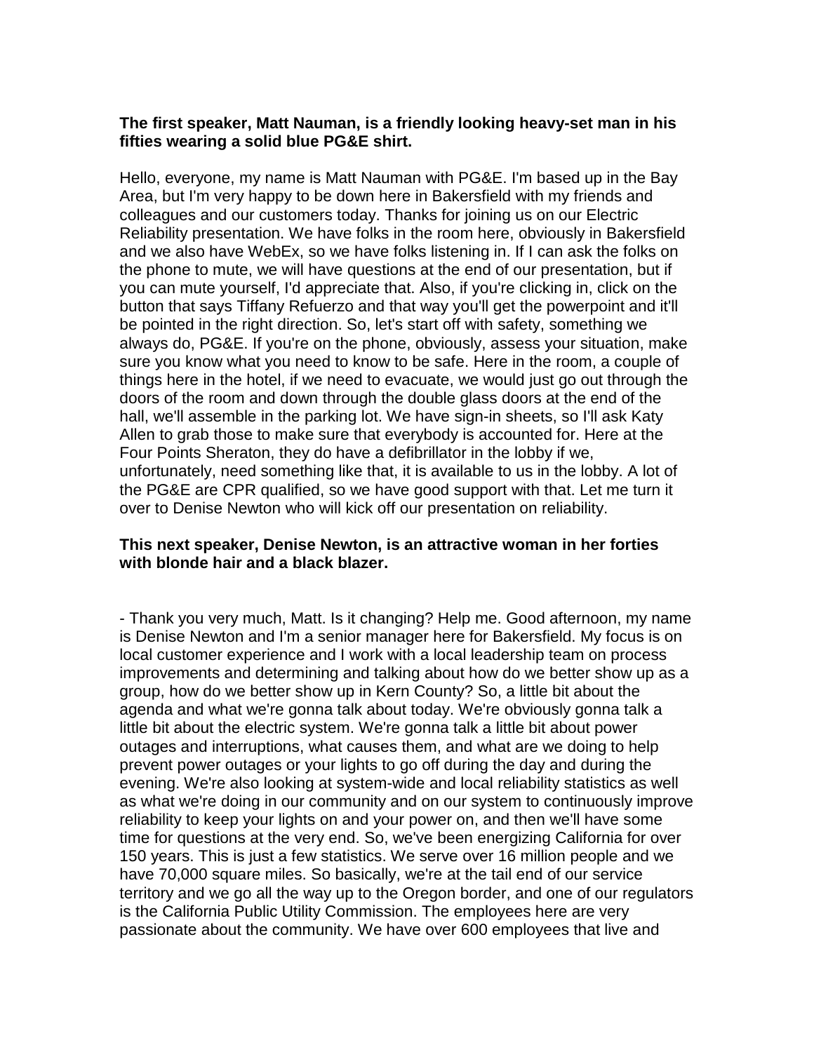**The first speaker, Matt Nauman, is a friendly looking heavy-set man in his fifties wearing a solid blue PG&E shirt.**

Hello, everyone, my name is Matt Nauman with PG&E. I'm based up in the Bay Area, but I'm very happy to be down here in Bakersfield with my friends and colleagues and our customers today. Thanks for joining us on our Electric Reliability presentation. We have folks in the room here, obviously in Bakersfield and we also have WebEx, so we have folks listening in. If I can ask the folks on the phone to mute, we will have questions at the end of our presentation, but if you can mute yourself, I'd appreciate that. Also, if you're clicking in, click on the button that says Tiffany Refuerzo and that way you'll get the powerpoint and it'll be pointed in the right direction. So, let's start off with safety, something we always do, PG&E. If you're on the phone, obviously, assess your situation, make sure you know what you need to know to be safe. Here in the room, a couple of things here in the hotel, if we need to evacuate, we would just go out through the doors of the room and down through the double glass doors at the end of the hall, we'll assemble in the parking lot. We have sign-in sheets, so I'll ask Katy Allen to grab those to make sure that everybody is accounted for. Here at the Four Points Sheraton, they do have a defibrillator in the lobby if we, unfortunately, need something like that, it is available to us in the lobby. A lot of the PG&E are CPR qualified, so we have good support with that. Let me turn it over to Denise Newton who will kick off our presentation on reliability.

**This next speaker, Denise Newton, is an attractive woman in her forties with blonde hair and a black blazer.**

- Thank you very much, Matt. Is it changing? Help me. Good afternoon, my name is Denise Newton and I'm a senior manager here for Bakersfield. My focus is on local customer experience and I work with a local leadership team on process improvements and determining and talking about how do we better show up as a group, how do we better show up in Kern County? So, a little bit about the agenda and what we're gonna talk about today. We're obviously gonna talk a little bit about the electric system. We're gonna talk a little bit about power outages and interruptions, what causes them, and what are we doing to help prevent power outages or your lights to go off during the day and during the evening. We're also looking at system-wide and local reliability statistics as well as what we're doing in our community and on our system to continuously improve reliability to keep your lights on and your power on, and then we'll have some time for questions at the very end. So, we've been energizing California for over 150 years. This is just a few statistics. We serve over 16 million people and we have 70,000 square miles. So basically, we're at the tail end of our service territory and we go all the way up to the Oregon border, and one of our regulators is the California Public Utility Commission. The employees here are very passionate about the community. We have over 600 employees that live and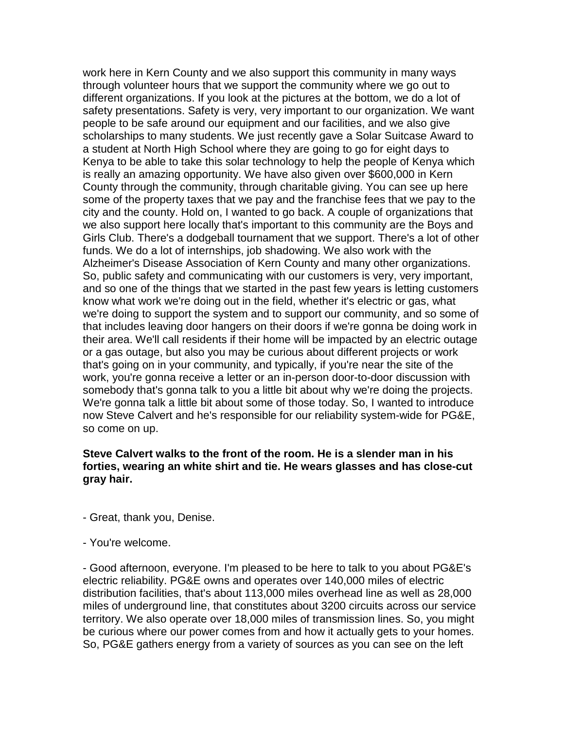work here in Kern County and we also support this community in many ways through volunteer hours that we support the community where we go out to different organizations. If you look at the pictures at the bottom, we do a lot of safety presentations. Safety is very, very important to our organization. We want people to be safe around our equipment and our facilities, and we also give scholarships to many students. We just recently gave a Solar Suitcase Award to a student at North High School where they are going to go for eight days to Kenya to be able to take this solar technology to help the people of Kenya which is really an amazing opportunity. We have also given over $600,000 in Kern County through the community, through charitable giving. You can see up here some of the property taxes that we pay and the franchise fees that we pay to the city and the county. Hold on, I wanted to go back. A couple of organizations that we also support here locally that's important to this community are the Boys and Girls Club. There's a dodgeball tournament that we support. There's a lot of other funds. We do a lot of internships, job shadowing. We also work with the Alzheimer's Disease Association of Kern County and many other organizations. So, public safety and communicating with our customers is very, very important, and so one of the things that we started in the past few years is letting customers know what work we're doing out in the field, whether it's electric or gas, what we're doing to support the system and to support our community, and so some of that includes leaving door hangers on their doors if we're gonna be doing work in their area. We'll call residents if their home will be impacted by an electric outage or a gas outage, but also you may be curious about different projects or work that's going on in your community, and typically, if you're near the site of the work, you're gonna receive a letter or an in-person door-to-door discussion with somebody that's gonna talk to you a little bit about why we're doing the projects. We're gonna talk a little bit about some of those today. So, I wanted to introduce now Steve Calvert and he's responsible for our reliability system-wide for PG&E, so come on up.

**Steve Calvert walks to the front of the room. He is a slender man in his forties, wearing an white shirt and tie. He wears glasses and has close-cut gray hair.**

- Great, thank you, Denise.

- You're welcome.

- Good afternoon, everyone. I'm pleased to be here to talk to you about PG&E's electric reliability. PG&E owns and operates over 140,000 miles of electric distribution facilities, that's about 113,000 miles overhead line as well as 28,000 miles of underground line, that constitutes about 3200 circuits across our service territory. We also operate over 18,000 miles of transmission lines. So, you might be curious where our power comes from and how it actually gets to your homes. So, PG&E gathers energy from a variety of sources as you can see on the left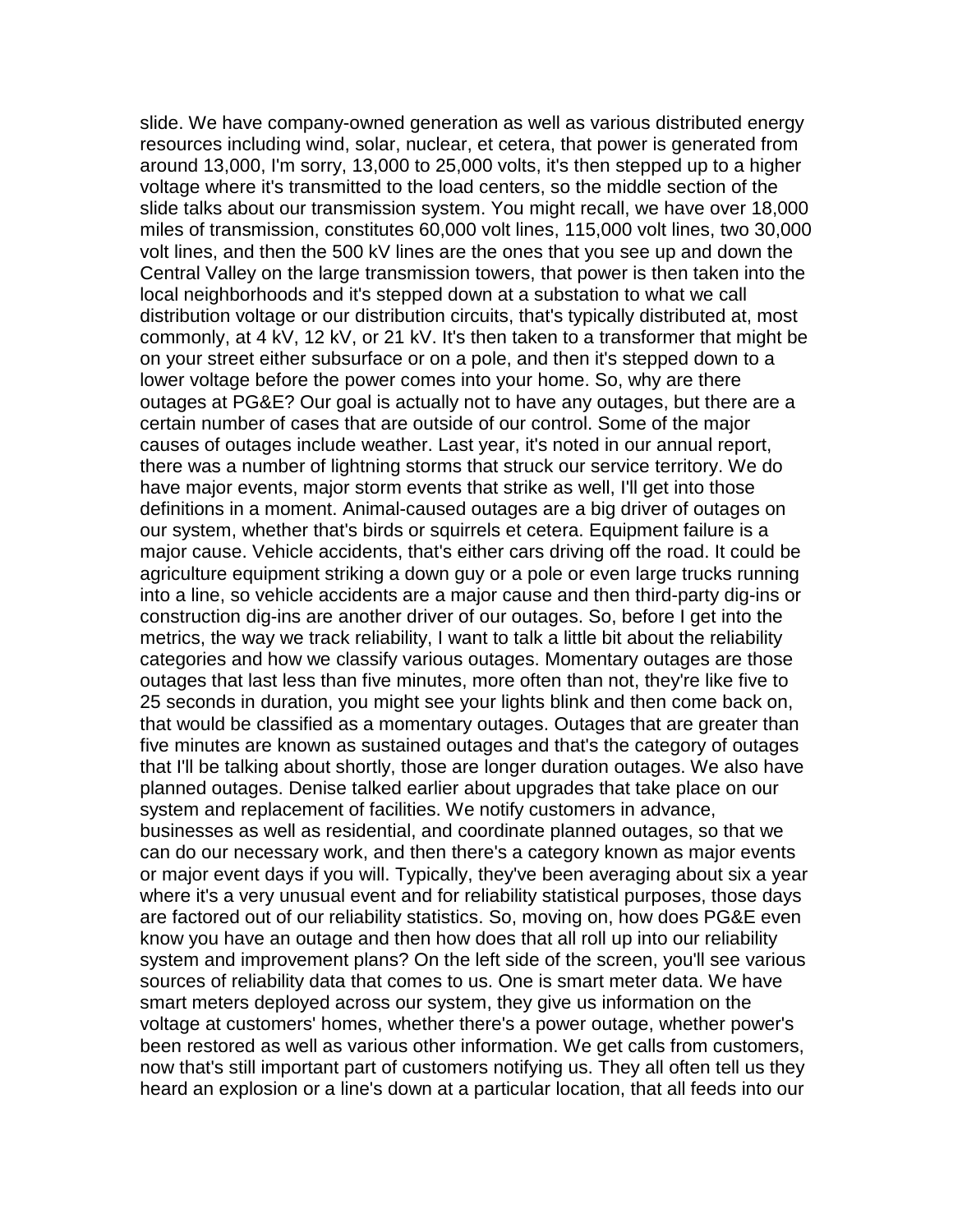slide. We have company-owned generation as well as various distributed energy resources including wind, solar, nuclear, et cetera, that power is generated from around 13,000, I'm sorry, 13,000 to 25,000 volts, it's then stepped up to a higher voltage where it's transmitted to the load centers, so the middle section of the slide talks about our transmission system. You might recall, we have over 18,000 miles of transmission, constitutes 60,000 volt lines, 115,000 volt lines, two 30,000 volt lines, and then the 500 kV lines are the ones that you see up and down the Central Valley on the large transmission towers, that power is then taken into the local neighborhoods and it's stepped down at a substation to what we call distribution voltage or our distribution circuits, that's typically distributed at, most commonly, at 4 kV, 12 kV, or 21 kV. It's then taken to a transformer that might be on your street either subsurface or on a pole, and then it's stepped down to a lower voltage before the power comes into your home. So, why are there outages at PG&E? Our goal is actually not to have any outages, but there are a certain number of cases that are outside of our control. Some of the major causes of outages include weather. Last year, it's noted in our annual report, there was a number of lightning storms that struck our service territory. We do have major events, major storm events that strike as well, I'll get into those definitions in a moment. Animal-caused outages are a big driver of outages on our system, whether that's birds or squirrels et cetera. Equipment failure is a major cause. Vehicle accidents, that's either cars driving off the road. It could be agriculture equipment striking a down guy or a pole or even large trucks running into a line, so vehicle accidents are a major cause and then third-party dig-ins or construction dig-ins are another driver of our outages. So, before I get into the metrics, the way we track reliability, I want to talk a little bit about the reliability categories and how we classify various outages. Momentary outages are those outages that last less than five minutes, more often than not, they're like five to 25 seconds in duration, you might see your lights blink and then come back on, that would be classified as a momentary outages. Outages that are greater than five minutes are known as sustained outages and that's the category of outages that I'll be talking about shortly, those are longer duration outages. We also have planned outages. Denise talked earlier about upgrades that take place on our system and replacement of facilities. We notify customers in advance, businesses as well as residential, and coordinate planned outages, so that we can do our necessary work, and then there's a category known as major events or major event days if you will. Typically, they've been averaging about six a year where it's a very unusual event and for reliability statistical purposes, those days are factored out of our reliability statistics. So, moving on, how does PG&E even know you have an outage and then how does that all roll up into our reliability system and improvement plans? On the left side of the screen, you'll see various sources of reliability data that comes to us. One is smart meter data. We have smart meters deployed across our system, they give us information on the voltage at customers' homes, whether there's a power outage, whether power's been restored as well as various other information. We get calls from customers, now that's still important part of customers notifying us. They all often tell us they heard an explosion or a line's down at a particular location, that all feeds into our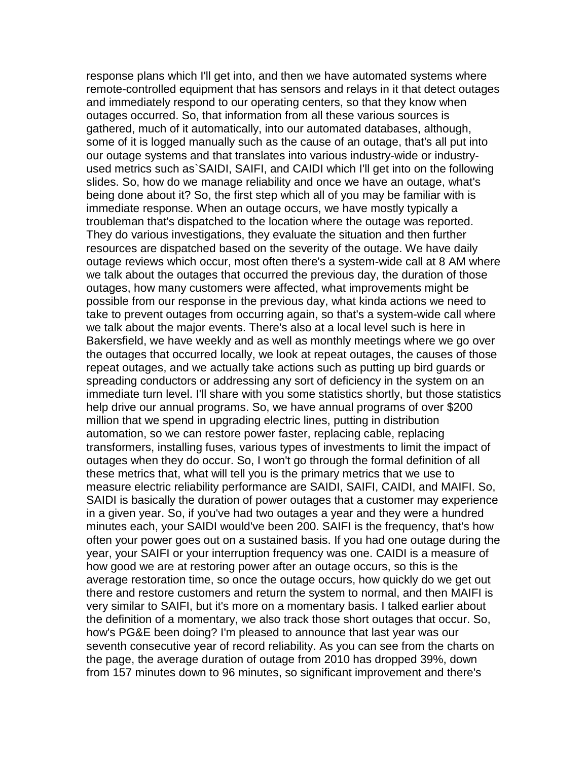response plans which I'll get into, and then we have automated systems where remote-controlled equipment that has sensors and relays in it that detect outages and immediately respond to our operating centers, so that they know when outages occurred. So, that information from all these various sources is gathered, much of it automatically, into our automated databases, although, some of it is logged manually such as the cause of an outage, that's all put into our outage systems and that translates into various industry-wide or industry-used metrics such as`SAIDI, SAIFI, and CAIDI which I'll get into on the following slides. So, how do we manage reliability and once we have an outage, what's being done about it? So, the first step which all of you may be familiar with is immediate response. When an outage occurs, we have mostly typically a troubleman that's dispatched to the location where the outage was reported. They do various investigations, they evaluate the situation and then further resources are dispatched based on the severity of the outage. We have daily outage reviews which occur, most often there's a system-wide call at 8 AM where we talk about the outages that occurred the previous day, the duration of those outages, how many customers were affected, what improvements might be possible from our response in the previous day, what kinda actions we need to take to prevent outages from occurring again, so that's a system-wide call where we talk about the major events. There's also at a local level such is here in Bakersfield, we have weekly and as well as monthly meetings where we go over the outages that occurred locally, we look at repeat outages, the causes of those repeat outages, and we actually take actions such as putting up bird guards or spreading conductors or addressing any sort of deficiency in the system on an immediate turn level. I'll share with you some statistics shortly, but those statistics help drive our annual programs. So, we have annual programs of over $200 million that we spend in upgrading electric lines, putting in distribution automation, so we can restore power faster, replacing cable, replacing transformers, installing fuses, various types of investments to limit the impact of outages when they do occur. So, I won't go through the formal definition of all these metrics that, what will tell you is the primary metrics that we use to measure electric reliability performance are SAIDI, SAIFI, CAIDI, and MAIFI. So, SAIDI is basically the duration of power outages that a customer may experience in a given year. So, if you've had two outages a year and they were a hundred minutes each, your SAIDI would've been 200. SAIFI is the frequency, that's how often your power goes out on a sustained basis. If you had one outage during the year, your SAIFI or your interruption frequency was one. CAIDI is a measure of how good we are at restoring power after an outage occurs, so this is the average restoration time, so once the outage occurs, how quickly do we get out there and restore customers and return the system to normal, and then MAIFI is very similar to SAIFI, but it's more on a momentary basis. I talked earlier about the definition of a momentary, we also track those short outages that occur. So, how's PG&E been doing? I'm pleased to announce that last year was our seventh consecutive year of record reliability. As you can see from the charts on the page, the average duration of outage from 2010 has dropped 39%, down from 157 minutes down to 96 minutes, so significant improvement and there's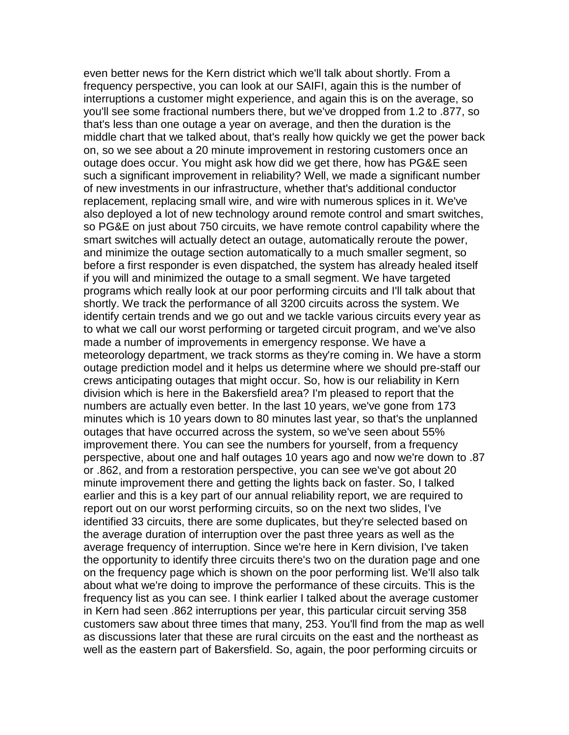even better news for the Kern district which we'll talk about shortly. From a frequency perspective, you can look at our SAIFI, again this is the number of interruptions a customer might experience, and again this is on the average, so you'll see some fractional numbers there, but we've dropped from 1.2 to .877, so that's less than one outage a year on average, and then the duration is the middle chart that we talked about, that's really how quickly we get the power back on, so we see about a 20 minute improvement in restoring customers once an outage does occur. You might ask how did we get there, how has PG&E seen such a significant improvement in reliability? Well, we made a significant number of new investments in our infrastructure, whether that's additional conductor replacement, replacing small wire, and wire with numerous splices in it. We've also deployed a lot of new technology around remote control and smart switches, so PG&E on just about 750 circuits, we have remote control capability where the smart switches will actually detect an outage, automatically reroute the power, and minimize the outage section automatically to a much smaller segment, so before a first responder is even dispatched, the system has already healed itself if you will and minimized the outage to a small segment. We have targeted programs which really look at our poor performing circuits and I'll talk about that shortly. We track the performance of all 3200 circuits across the system. We identify certain trends and we go out and we tackle various circuits every year as to what we call our worst performing or targeted circuit program, and we've also made a number of improvements in emergency response. We have a meteorology department, we track storms as they're coming in. We have a storm outage prediction model and it helps us determine where we should pre-staff our crews anticipating outages that might occur. So, how is our reliability in Kern division which is here in the Bakersfield area? I'm pleased to report that the numbers are actually even better. In the last 10 years, we've gone from 173 minutes which is 10 years down to 80 minutes last year, so that's the unplanned outages that have occurred across the system, so we've seen about 55% improvement there. You can see the numbers for yourself, from a frequency perspective, about one and half outages 10 years ago and now we're down to .87 or .862, and from a restoration perspective, you can see we've got about 20 minute improvement there and getting the lights back on faster. So, I talked earlier and this is a key part of our annual reliability report, we are required to report out on our worst performing circuits, so on the next two slides, I've identified 33 circuits, there are some duplicates, but they're selected based on the average duration of interruption over the past three years as well as the average frequency of interruption. Since we're here in Kern division, I've taken the opportunity to identify three circuits there's two on the duration page and one on the frequency page which is shown on the poor performing list. We'll also talk about what we're doing to improve the performance of these circuits. This is the frequency list as you can see. I think earlier I talked about the average customer in Kern had seen .862 interruptions per year, this particular circuit serving 358 customers saw about three times that many, 253. You'll find from the map as well as discussions later that these are rural circuits on the east and the northeast as well as the eastern part of Bakersfield. So, again, the poor performing circuits or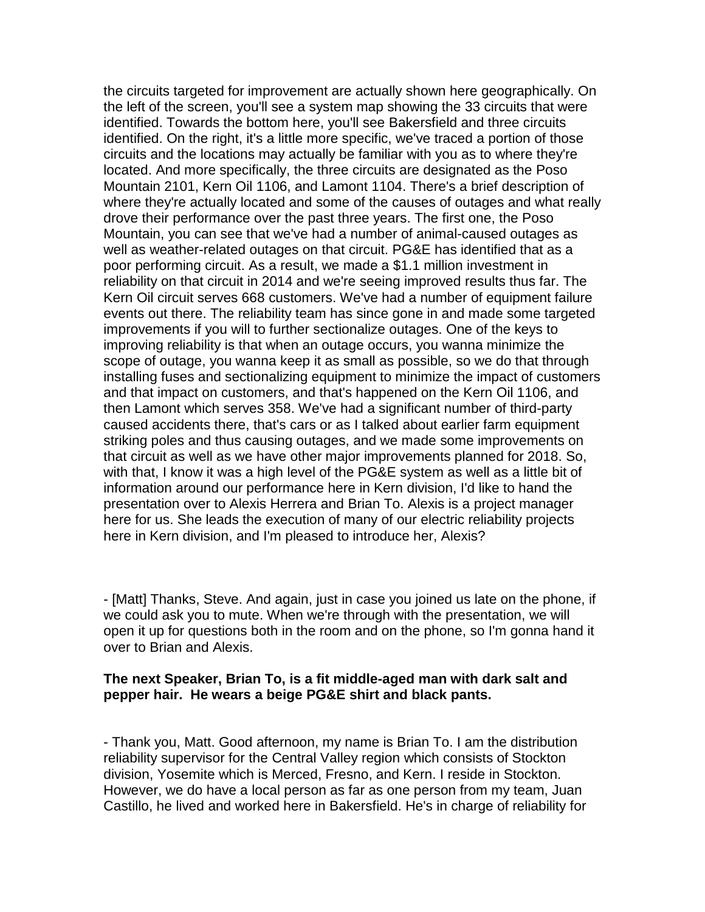the circuits targeted for improvement are actually shown here geographically. On the left of the screen, you'll see a system map showing the 33 circuits that were identified. Towards the bottom here, you'll see Bakersfield and three circuits identified. On the right, it's a little more specific, we've traced a portion of those circuits and the locations may actually be familiar with you as to where they're located. And more specifically, the three circuits are designated as the Poso Mountain 2101, Kern Oil 1106, and Lamont 1104. There's a brief description of where they're actually located and some of the causes of outages and what really drove their performance over the past three years. The first one, the Poso Mountain, you can see that we've had a number of animal-caused outages as well as weather-related outages on that circuit. PG&E has identified that as a poor performing circuit. As a result, we made a $1.1 million investment in reliability on that circuit in 2014 and we're seeing improved results thus far. The Kern Oil circuit serves 668 customers. We've had a number of equipment failure events out there. The reliability team has since gone in and made some targeted improvements if you will to further sectionalize outages. One of the keys to improving reliability is that when an outage occurs, you wanna minimize the scope of outage, you wanna keep it as small as possible, so we do that through installing fuses and sectionalizing equipment to minimize the impact of customers and that impact on customers, and that's happened on the Kern Oil 1106, and then Lamont which serves 358. We've had a significant number of third-party caused accidents there, that's cars or as I talked about earlier farm equipment striking poles and thus causing outages, and we made some improvements on that circuit as well as we have other major improvements planned for 2018. So, with that, I know it was a high level of the PG&E system as well as a little bit of information around our performance here in Kern division, I'd like to hand the presentation over to Alexis Herrera and Brian To. Alexis is a project manager here for us. She leads the execution of many of our electric reliability projects here in Kern division, and I'm pleased to introduce her, Alexis?

- [Matt] Thanks, Steve. And again, just in case you joined us late on the phone, if we could ask you to mute. When we're through with the presentation, we will open it up for questions both in the room and on the phone, so I'm gonna hand it over to Brian and Alexis.

**The next Speaker, Brian To, is a fit middle-aged man with dark salt and pepper hair. He wears a beige PG&E shirt and black pants.**

- Thank you, Matt. Good afternoon, my name is Brian To. I am the distribution reliability supervisor for the Central Valley region which consists of Stockton division, Yosemite which is Merced, Fresno, and Kern. I reside in Stockton. However, we do have a local person as far as one person from my team, Juan Castillo, he lived and worked here in Bakersfield. He's in charge of reliability for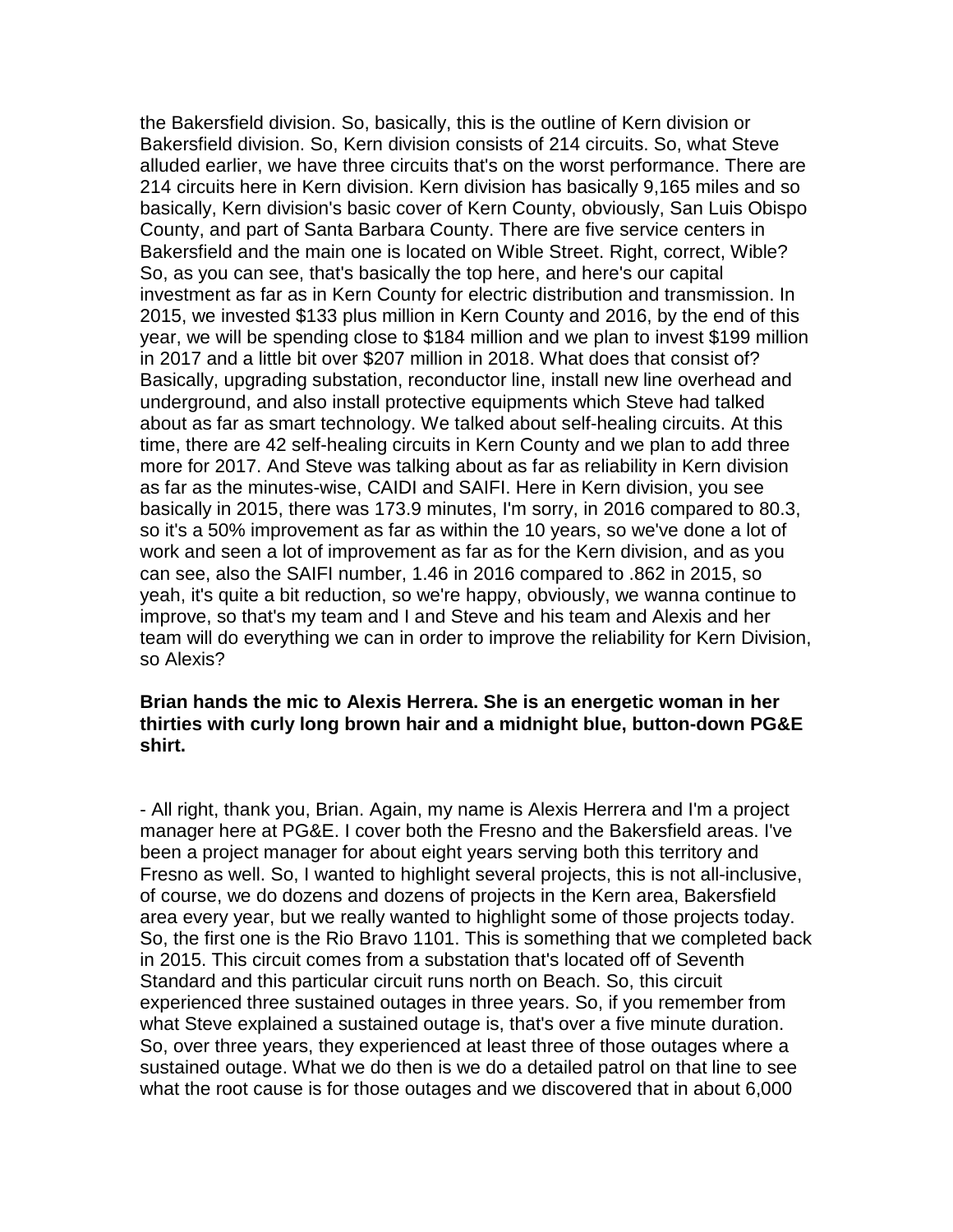the Bakersfield division. So, basically, this is the outline of Kern division or Bakersfield division. So, Kern division consists of 214 circuits. So, what Steve alluded earlier, we have three circuits that's on the worst performance. There are 214 circuits here in Kern division. Kern division has basically 9,165 miles and so basically, Kern division's basic cover of Kern County, obviously, San Luis Obispo County, and part of Santa Barbara County. There are five service centers in Bakersfield and the main one is located on Wible Street. Right, correct, Wible? So, as you can see, that's basically the top here, and here's our capital investment as far as in Kern County for electric distribution and transmission. In 2015, we invested $133 plus million in Kern County and 2016, by the end of this year, we will be spending close to $184 million and we plan to invest $199 million in 2017 and a little bit over $207 million in 2018. What does that consist of? Basically, upgrading substation, reconductor line, install new line overhead and underground, and also install protective equipments which Steve had talked about as far as smart technology. We talked about self-healing circuits. At this time, there are 42 self-healing circuits in Kern County and we plan to add three more for 2017. And Steve was talking about as far as reliability in Kern division as far as the minutes-wise, CAIDI and SAIFI. Here in Kern division, you see basically in 2015, there was 173.9 minutes, I'm sorry, in 2016 compared to 80.3, so it's a 50% improvement as far as within the 10 years, so we've done a lot of work and seen a lot of improvement as far as for the Kern division, and as you can see, also the SAIFI number, 1.46 in 2016 compared to .862 in 2015, so yeah, it's quite a bit reduction, so we're happy, obviously, we wanna continue to improve, so that's my team and I and Steve and his team and Alexis and her team will do everything we can in order to improve the reliability for Kern Division, so Alexis?

**Brian hands the mic to Alexis Herrera. She is an energetic woman in her thirties with curly long brown hair and a midnight blue, button-down PG&E shirt.**

- All right, thank you, Brian. Again, my name is Alexis Herrera and I'm a project manager here at PG&E. I cover both the Fresno and the Bakersfield areas. I've been a project manager for about eight years serving both this territory and Fresno as well. So, I wanted to highlight several projects, this is not all-inclusive, of course, we do dozens and dozens of projects in the Kern area, Bakersfield area every year, but we really wanted to highlight some of those projects today. So, the first one is the Rio Bravo 1101. This is something that we completed back in 2015. This circuit comes from a substation that's located off of Seventh Standard and this particular circuit runs north on Beach. So, this circuit experienced three sustained outages in three years. So, if you remember from what Steve explained a sustained outage is, that's over a five minute duration. So, over three years, they experienced at least three of those outages where a sustained outage. What we do then is we do a detailed patrol on that line to see what the root cause is for those outages and we discovered that in about 6,000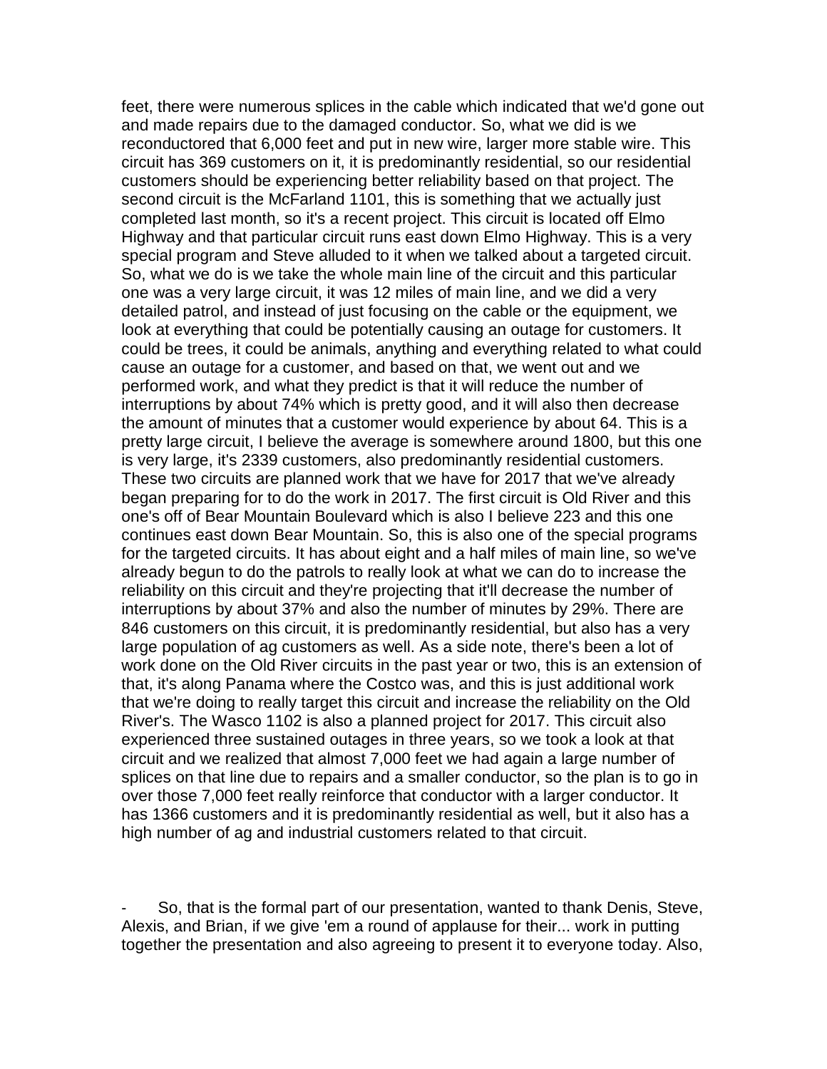feet, there were numerous splices in the cable which indicated that we'd gone out and made repairs due to the damaged conductor. So, what we did is we reconductored that 6,000 feet and put in new wire, larger more stable wire. This circuit has 369 customers on it, it is predominantly residential, so our residential customers should be experiencing better reliability based on that project. The second circuit is the McFarland 1101, this is something that we actually just completed last month, so it's a recent project. This circuit is located off Elmo Highway and that particular circuit runs east down Elmo Highway. This is a very special program and Steve alluded to it when we talked about a targeted circuit. So, what we do is we take the whole main line of the circuit and this particular one was a very large circuit, it was 12 miles of main line, and we did a very detailed patrol, and instead of just focusing on the cable or the equipment, we look at everything that could be potentially causing an outage for customers. It could be trees, it could be animals, anything and everything related to what could cause an outage for a customer, and based on that, we went out and we performed work, and what they predict is that it will reduce the number of interruptions by about 74% which is pretty good, and it will also then decrease the amount of minutes that a customer would experience by about 64. This is a pretty large circuit, I believe the average is somewhere around 1800, but this one is very large, it's 2339 customers, also predominantly residential customers. These two circuits are planned work that we have for 2017 that we've already began preparing for to do the work in 2017. The first circuit is Old River and this one's off of Bear Mountain Boulevard which is also I believe 223 and this one continues east down Bear Mountain. So, this is also one of the special programs for the targeted circuits. It has about eight and a half miles of main line, so we've already begun to do the patrols to really look at what we can do to increase the reliability on this circuit and they're projecting that it'll decrease the number of interruptions by about 37% and also the number of minutes by 29%. There are 846 customers on this circuit, it is predominantly residential, but also has a very large population of ag customers as well. As a side note, there's been a lot of work done on the Old River circuits in the past year or two, this is an extension of that, it's along Panama where the Costco was, and this is just additional work that we're doing to really target this circuit and increase the reliability on the Old River's. The Wasco 1102 is also a planned project for 2017. This circuit also experienced three sustained outages in three years, so we took a look at that circuit and we realized that almost 7,000 feet we had again a large number of splices on that line due to repairs and a smaller conductor, so the plan is to go in over those 7,000 feet really reinforce that conductor with a larger conductor. It has 1366 customers and it is predominantly residential as well, but it also has a high number of ag and industrial customers related to that circuit.

- So, that is the formal part of our presentation, wanted to thank Denis, Steve, Alexis, and Brian, if we give 'em a round of applause for their... work in putting together the presentation and also agreeing to present it to everyone today. Also,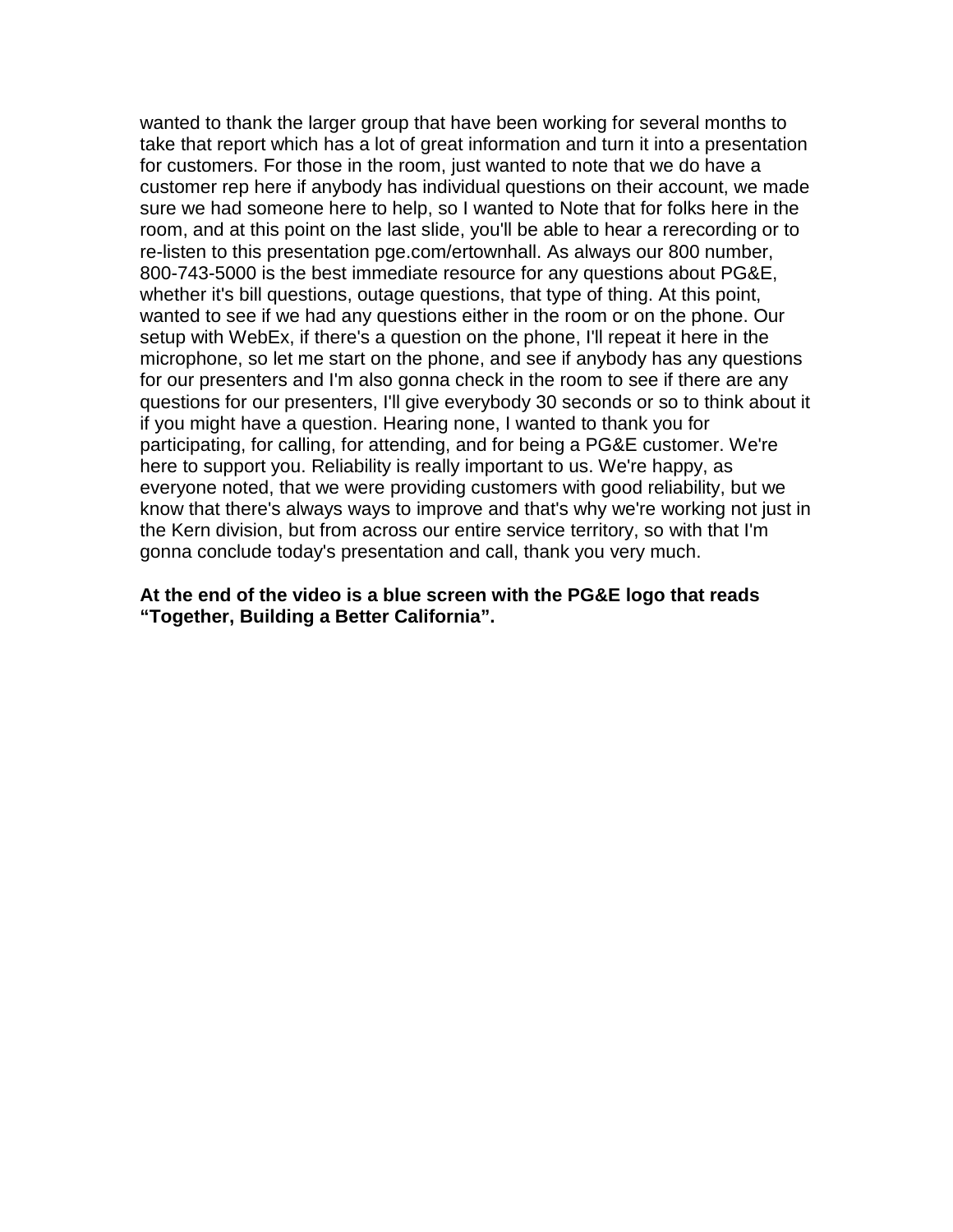wanted to thank the larger group that have been working for several months to take that report which has a lot of great information and turn it into a presentation for customers. For those in the room, just wanted to note that we do have a customer rep here if anybody has individual questions on their account, we made sure we had someone here to help, so I wanted to Note that for folks here in the room, and at this point on the last slide, you'll be able to hear a rerecording or to re-listen to this presentation pge.com/ertownhall. As always our 800 number, 800-743-5000 is the best immediate resource for any questions about PG&E, whether it's bill questions, outage questions, that type of thing. At this point, wanted to see if we had any questions either in the room or on the phone. Our setup with WebEx, if there's a question on the phone, I'll repeat it here in the microphone, so let me start on the phone, and see if anybody has any questions for our presenters and I'm also gonna check in the room to see if there are any questions for our presenters, I'll give everybody 30 seconds or so to think about it if you might have a question. Hearing none, I wanted to thank you for participating, for calling, for attending, and for being a PG&E customer. We're here to support you. Reliability is really important to us. We're happy, as everyone noted, that we were providing customers with good reliability, but we know that there's always ways to improve and that's why we're working not just in the Kern division, but from across our entire service territory, so with that I'm gonna conclude today's presentation and call, thank you very much.

**At the end of the video is a blue screen with the PG&E logo that reads "Together, Building a Better California".**